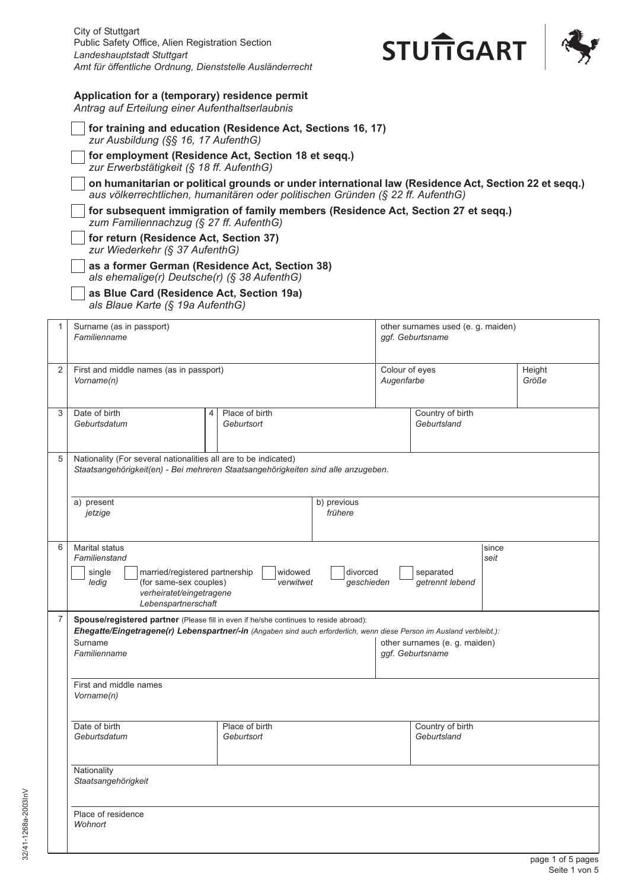City of Stuttgart
Public Safety Office, Alien Registration Section
*Landeshauptstadt Stuttgart*
*Amt für öffentliche Ordnung, Dienststelle Ausländerrecht*

STUTTGART

## Application for a (temporary) residence permit
*Antrag auf Erteilung einer Aufenthaltserlaubnis*

- ☐ **for training and education (Residence Act, Sections 16, 17)**
  *zur Ausbildung (§§ 16, 17 AufenthG)*
- ☐ **for employment (Residence Act, Section 18 et seqq.)**
  *zur Erwerbstätigkeit (§ 18 ff. AufenthG)*
- ☐ **on humanitarian or political grounds or under international law (Residence Act, Section 22 et seqq.)**
  *aus völkerrechtlichen, humanitären oder politischen Gründen (§ 22 ff. AufenthG)*
- ☐ **for subsequent immigration of family members (Residence Act, Section 27 et seqq.)**
  *zum Familiennachzug (§ 27 ff. AufenthG)*
- ☐ **for return (Residence Act, Section 37)**
  *zur Wiederkehr (§ 37 AufenthG)*
- ☐ **as a former German (Residence Act, Section 38)**
  *als ehemalige(r) Deutsche(r) (§ 38 AufenthG)*
- ☐ **as Blue Card (Residence Act, Section 19a)**
  *als Blaue Karte (§ 19a AufenthG)*

| No. | Field | | |
|---|---|---|---|
| 1 | Surname (as in passport) *Familienname* | other surnames used (e. g. maiden) *ggf. Geburtsname* | |
| 2 | First and middle names (as in passport) *Vorname(n)* | Colour of eyes *Augenfarbe* | Height *Größe* |
| 3 | Date of birth *Geburtsdatum* | 4 Place of birth *Geburtsort* | Country of birth *Geburtsland* |
| 5 | Nationality (For several nationalities all are to be indicated) *Staatsangehörigkeit(en) - Bei mehreren Staatsangehörigkeiten sind alle anzugeben.* | | |
| | a) present *jetzige* | b) previous *frühere* | |
| 6 | Marital status *Familienstand* ☐ single *ledig* ☐ married/registered partnership (for same-sex couples) *verheiratet/eingetragene Lebenspartnerschaft* ☐ widowed *verwitwet* ☐ divorced *geschieden* ☐ separated *getrennt lebend* | since *seit* | |
| 7 | **Spouse/registered partner** (Please fill in even if he/she continues to reside abroad): ***Ehegatte/Eingetragene(r) Lebenspartner/-in*** *(Angaben sind auch erforderlich, wenn diese Person im Ausland verbleibt.):* | | |
| | Surname *Familienname* | other surnames (e. g. maiden) *ggf. Geburtsname* | |
| | First and middle names *Vorname(n)* | | |
| | Date of birth *Geburtsdatum* | Place of birth *Geburtsort* | Country of birth *Geburtsland* |
| | Nationality *Staatsangehörigkeit* | | |
| | Place of residence *Wohnort* | | |

32/41-1268a-2003InV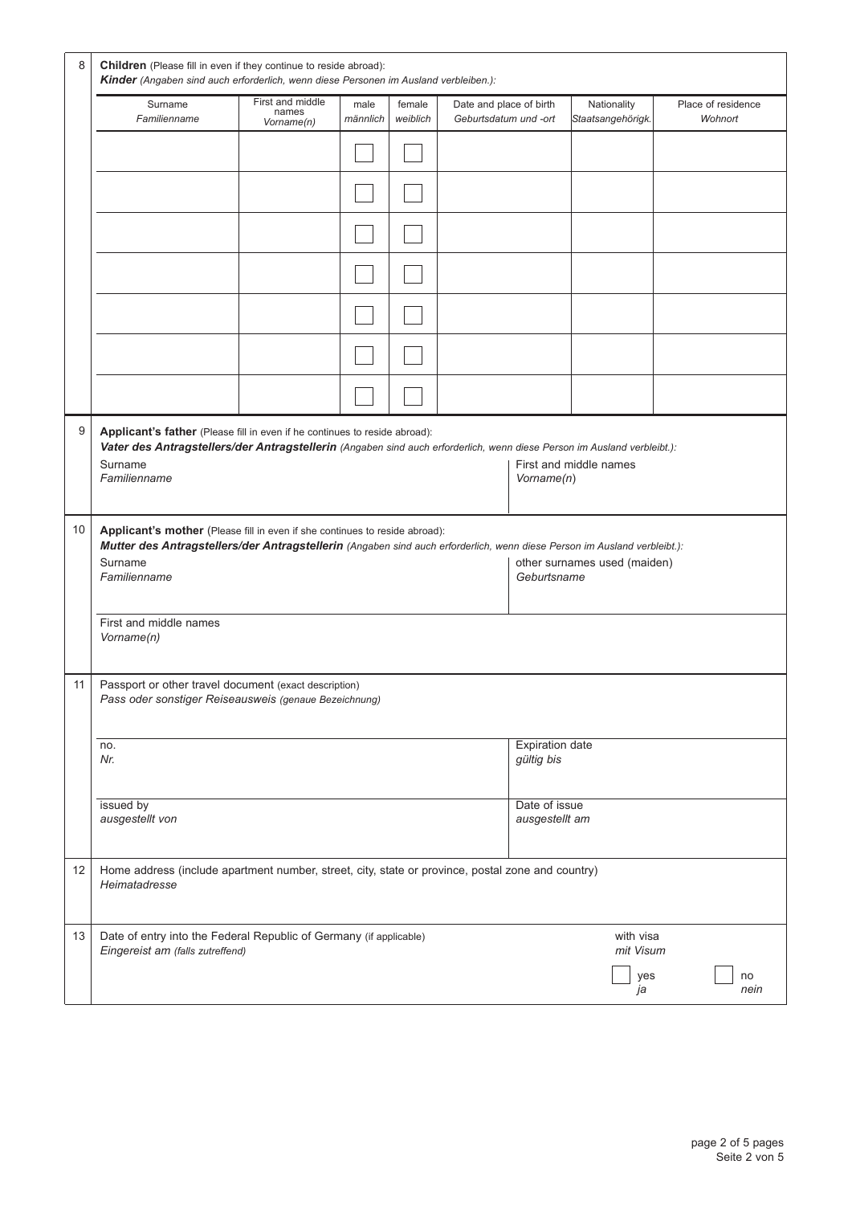**8** **Children** (Please fill in even if they continue to reside abroad):
***Kinder*** *(Angaben sind auch erforderlich, wenn diese Personen im Ausland verbleiben.):*

| Surname *Familienname* | First and middle names *Vorname(n)* | male *männlich* | female *weiblich* | Date and place of birth *Geburtsdatum und -ort* | Nationality *Staatsangehörigk.* | Place of residence *Wohnort* |
|---|---|---|---|---|---|---|
| | | ☐ | ☐ | | | |
| | | ☐ | ☐ | | | |
| | | ☐ | ☐ | | | |
| | | ☐ | ☐ | | | |
| | | ☐ | ☐ | | | |
| | | ☐ | ☐ | | | |
| | | ☐ | ☐ | | | |

**9** **Applicant's father** (Please fill in even if he continues to reside abroad):
***Vater des Antragstellers/der Antragstellerin*** *(Angaben sind auch erforderlich, wenn diese Person im Ausland verbleibt.):*

| Surname *Familienname* | First and middle names *Vorname(n)* |
|---|---|
| | |

**10** **Applicant's mother** (Please fill in even if she continues to reside abroad):
***Mutter des Antragstellers/der Antragstellerin*** *(Angaben sind auch erforderlich, wenn diese Person im Ausland verbleibt.):*

| Surname *Familienname* | other surnames used (maiden) *Geburtsname* |
|---|---|
| | |

First and middle names
*Vorname(n)*

**11** Passport or other travel document (exact description)
*Pass oder sonstiger Reiseausweis (genaue Bezeichnung)*

| no. *Nr.* | Expiration date *gültig bis* |
|---|---|
| issued by *ausgestellt von* | Date of issue *ausgestellt am* |

**12** Home address (include apartment number, street, city, state or province, postal zone and country)
*Heimatadresse*

**13** Date of entry into the Federal Republic of Germany (if applicable)
*Eingereist am (falls zutreffend)*

with visa *mit Visum*

☐ yes *ja* ☐ no *nein*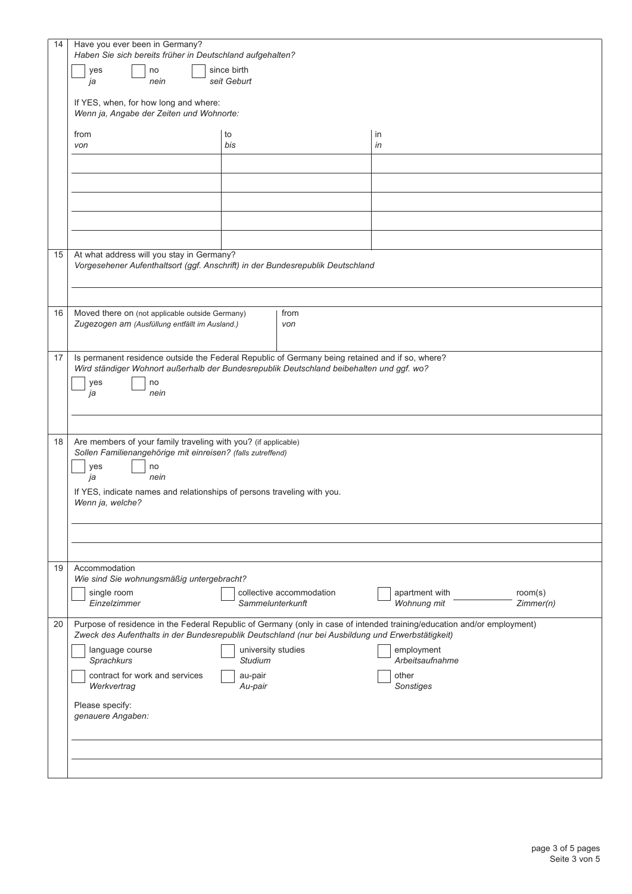**14** Have you ever been in Germany?
*Haben Sie sich bereits früher in Deutschland aufgehalten?*

☐ yes *ja* ☐ no *nein* ☐ since birth *seit Geburt*

If YES, when, for how long and where:
*Wenn ja, Angabe der Zeiten und Wohnorte:*

| from *von* | to *bis* | in *in* |
|---|---|---|
| | | |
| | | |
| | | |
| | | |
| | | |

**15** At what address will you stay in Germany?
*Vorgesehener Aufenthaltsort (ggf. Anschrift) in der Bundesrepublik Deutschland*

**16** Moved there on (not applicable outside Germany)
*Zugezogen am (Ausfüllung entfällt im Ausland.)*

from
*von*

**17** Is permanent residence outside the Federal Republic of Germany being retained and if so, where?
*Wird ständiger Wohnort außerhalb der Bundesrepublik Deutschland beibehalten und ggf. wo?*

☐ yes *ja* ☐ no *nein*

**18** Are members of your family traveling with you? (if applicable)
*Sollen Familienangehörige mit einreisen? (falls zutreffend)*

☐ yes *ja* ☐ no *nein*

If YES, indicate names and relationships of persons traveling with you.
*Wenn ja, welche?*

**19** Accommodation
*Wie sind Sie wohnungsmäßig untergebracht?*

☐ single room *Einzelzimmer* ☐ collective accommodation *Sammelunterkunft* ☐ apartment with ______ room(s) *Wohnung mit ______ Zimmer(n)*

**20** Purpose of residence in the Federal Republic of Germany (only in case of intended training/education and/or employment)
*Zweck des Aufenthalts in der Bundesrepublik Deutschland (nur bei Ausbildung und Erwerbstätigkeit)*

☐ language course *Sprachkurs* ☐ university studies *Studium* ☐ employment *Arbeitsaufnahme*

☐ contract for work and services *Werkvertrag* ☐ au-pair *Au-pair* ☐ other *Sonstiges*

Please specify:
*genauere Angaben:*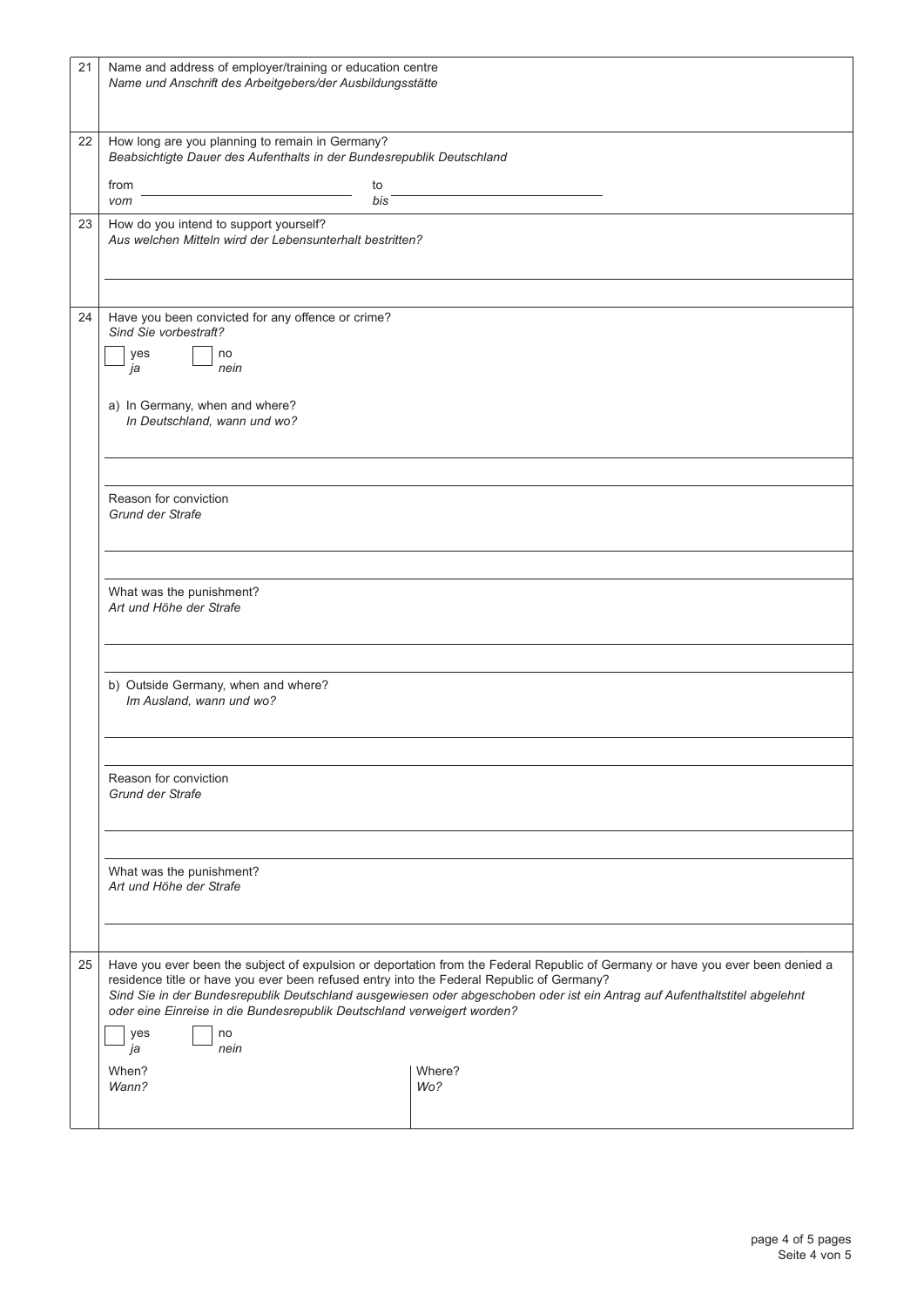**21** Name and address of employer/training or education centre
*Name und Anschrift des Arbeitgebers/der Ausbildungsstätte*

**22** How long are you planning to remain in Germany?
*Beabsichtigte Dauer des Aufenthalts in der Bundesrepublik Deutschland*

from / *vom* ______________________ to / *bis* ______________________

**23** How do you intend to support yourself?
*Aus welchen Mitteln wird der Lebensunterhalt bestritten?*

**24** Have you been convicted for any offence or crime?
*Sind Sie vorbestraft?*

☐ yes / *ja* ☐ no / *nein*

a) In Germany, when and where?
*In Deutschland, wann und wo?*

Reason for conviction
*Grund der Strafe*

What was the punishment?
*Art und Höhe der Strafe*

b) Outside Germany, when and where?
*Im Ausland, wann und wo?*

Reason for conviction
*Grund der Strafe*

What was the punishment?
*Art und Höhe der Strafe*

**25** Have you ever been the subject of expulsion or deportation from the Federal Republic of Germany or have you ever been denied a residence title or have you ever been refused entry into the Federal Republic of Germany?
*Sind Sie in der Bundesrepublik Deutschland ausgewiesen oder abgeschoben oder ist ein Antrag auf Aufenthaltstitel abgelehnt oder eine Einreise in die Bundesrepublik Deutschland verweigert worden?*

☐ yes / *ja* ☐ no / *nein*

| When? *Wann?* | Where? *Wo?* |
| --- | --- |
| | |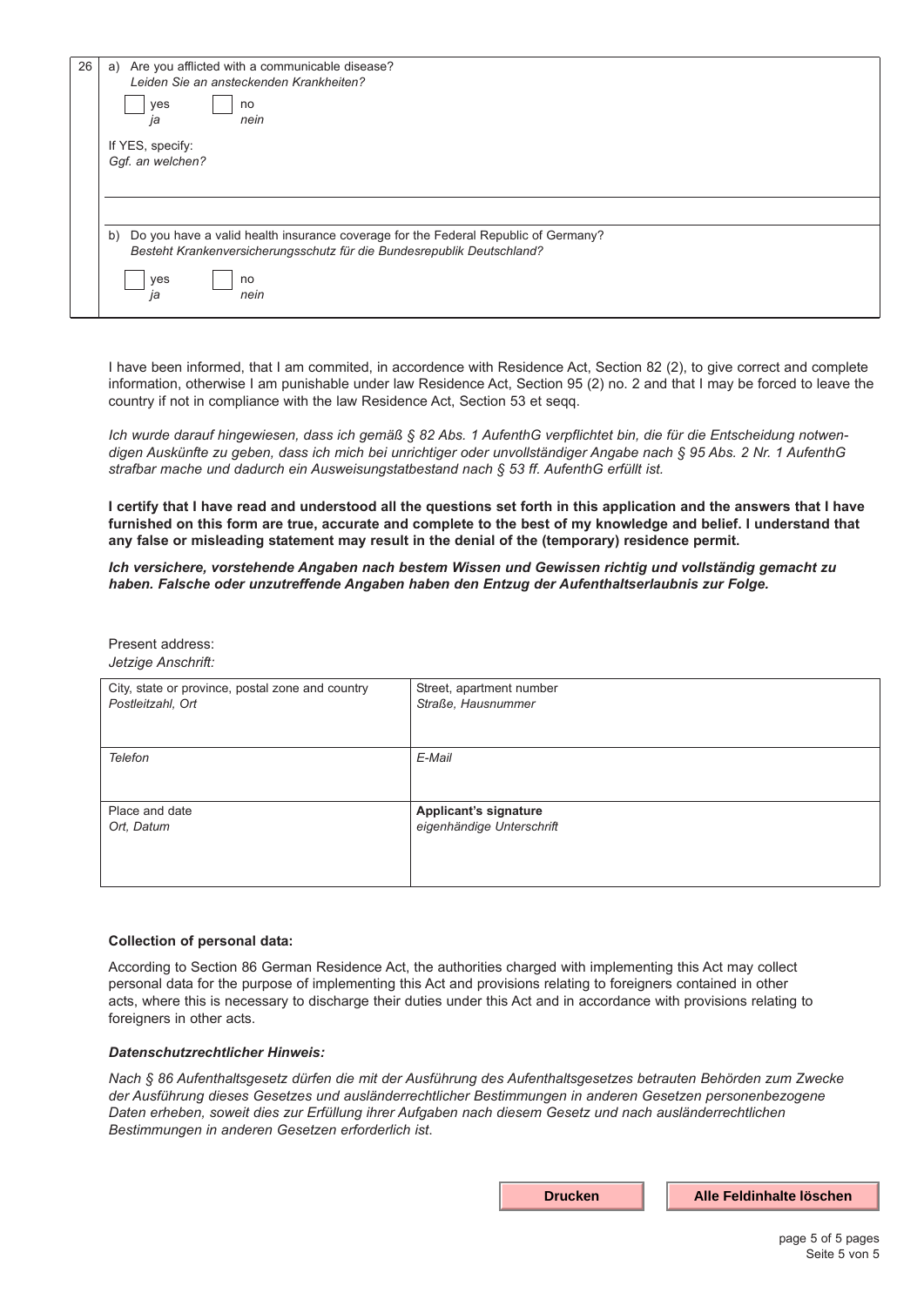| 26 | |
|---|---|
| | a) Are you afflicted with a communicable disease?<br>*Leiden Sie an ansteckenden Krankheiten?*<br><br>☐ yes *ja* ☐ no *nein*<br><br>If YES, specify:<br>*Ggf. an welchen?* |
| | b) Do you have a valid health insurance coverage for the Federal Republic of Germany?<br>*Besteht Krankenversicherungsschutz für die Bundesrepublik Deutschland?*<br><br>☐ yes *ja* ☐ no *nein* |

I have been informed, that I am commited, in accordence with Residence Act, Section 82 (2), to give correct and complete information, otherwise I am punishable under law Residence Act, Section 95 (2) no. 2 and that I may be forced to leave the country if not in compliance with the law Residence Act, Section 53 et seqq.

*Ich wurde darauf hingewiesen, dass ich gemäß § 82 Abs. 1 AufenthG verpflichtet bin, die für die Entscheidung notwendigen Auskünfte zu geben, dass ich mich bei unrichtiger oder unvollständiger Angabe nach § 95 Abs. 2 Nr. 1 AufenthG strafbar mache und dadurch ein Ausweisungstatbestand nach § 53 ff. AufenthG erfüllt ist.*

**I certify that I have read and understood all the questions set forth in this application and the answers that I have furnished on this form are true, accurate and complete to the best of my knowledge and belief. I understand that any false or misleading statement may result in the denial of the (temporary) residence permit.**

***Ich versichere, vorstehende Angaben nach bestem Wissen und Gewissen richtig und vollständig gemacht zu haben. Falsche oder unzutreffende Angaben haben den Entzug der Aufenthaltserlaubnis zur Folge.***

Present address:
*Jetzige Anschrift:*

| | |
|---|---|
| City, state or province, postal zone and country<br>*Postleitzahl, Ort* | Street, apartment number<br>*Straße, Hausnummer* |
| *Telefon* | *E-Mail* |
| Place and date<br>*Ort, Datum* | **Applicant's signature**<br>*eigenhändige Unterschrift* |

**Collection of personal data:**

According to Section 86 German Residence Act, the authorities charged with implementing this Act may collect personal data for the purpose of implementing this Act and provisions relating to foreigners contained in other acts, where this is necessary to discharge their duties under this Act and in accordance with provisions relating to foreigners in other acts.

***Datenschutzrechtlicher Hinweis:***

*Nach § 86 Aufenthaltsgesetz dürfen die mit der Ausführung des Aufenthaltsgesetzes betrauten Behörden zum Zwecke der Ausführung dieses Gesetzes und ausländerrechtlicher Bestimmungen in anderen Gesetzen personenbezogene Daten erheben, soweit dies zur Erfüllung ihrer Aufgaben nach diesem Gesetz und nach ausländerrechtlichen Bestimmungen in anderen Gesetzen erforderlich ist.*

**Drucken** **Alle Feldinhalte löschen**